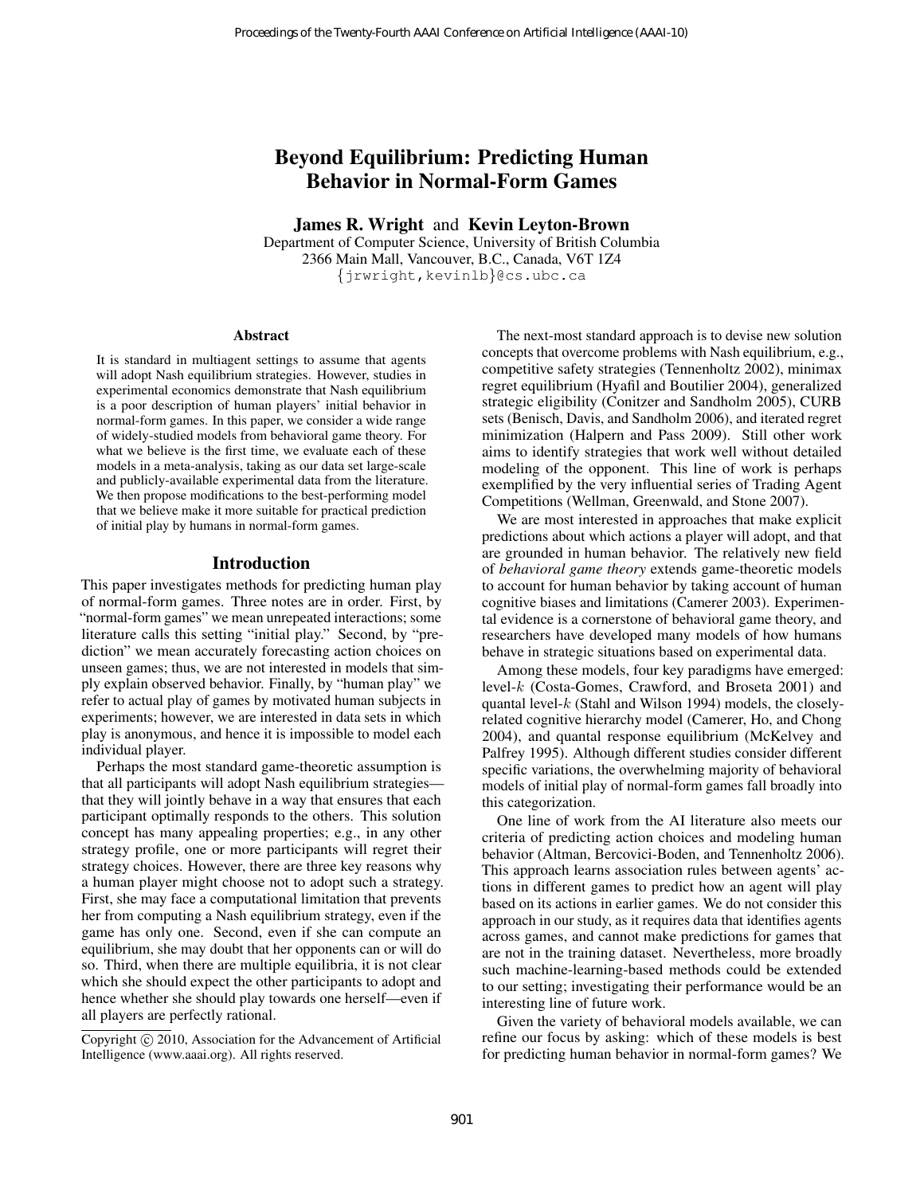# Beyond Equilibrium: Predicting Human Behavior in Normal-Form Games

**James R. Wright** and **Kevin Leyton-Brown**
Department of Computer Science, University of British Columbia
2366 Main Mall, Vancouver, B.C., Canada, V6T 1Z4
{jrwright,kevinlb}@cs.ubc.ca

### Abstract

It is standard in multiagent settings to assume that agents will adopt Nash equilibrium strategies. However, studies in experimental economics demonstrate that Nash equilibrium is a poor description of human players' initial behavior in normal-form games. In this paper, we consider a wide range of widely-studied models from behavioral game theory. For what we believe is the first time, we evaluate each of these models in a meta-analysis, taking as our data set large-scale and publicly-available experimental data from the literature. We then propose modifications to the best-performing model that we believe make it more suitable for practical prediction of initial play by humans in normal-form games.

## Introduction

This paper investigates methods for predicting human play of normal-form games. Three notes are in order. First, by "normal-form games" we mean unrepeated interactions; some literature calls this setting "initial play." Second, by "prediction" we mean accurately forecasting action choices on unseen games; thus, we are not interested in models that simply explain observed behavior. Finally, by "human play" we refer to actual play of games by motivated human subjects in experiments; however, we are interested in data sets in which play is anonymous, and hence it is impossible to model each individual player.

Perhaps the most standard game-theoretic assumption is that all participants will adopt Nash equilibrium strategies—that they will jointly behave in a way that ensures that each participant optimally responds to the others. This solution concept has many appealing properties; e.g., in any other strategy profile, one or more participants will regret their strategy choices. However, there are three key reasons why a human player might choose not to adopt such a strategy. First, she may face a computational limitation that prevents her from computing a Nash equilibrium strategy, even if the game has only one. Second, even if she can compute an equilibrium, she may doubt that her opponents can or will do so. Third, when there are multiple equilibria, it is not clear which she should expect the other participants to adopt and hence whether she should play towards one herself—even if all players are perfectly rational.

Copyright © 2010, Association for the Advancement of Artificial Intelligence (www.aaai.org). All rights reserved.

The next-most standard approach is to devise new solution concepts that overcome problems with Nash equilibrium, e.g., competitive safety strategies (Tennenholtz 2002), minimax regret equilibrium (Hyafil and Boutilier 2004), generalized strategic eligibility (Conitzer and Sandholm 2005), CURB sets (Benisch, Davis, and Sandholm 2006), and iterated regret minimization (Halpern and Pass 2009). Still other work aims to identify strategies that work well without detailed modeling of the opponent. This line of work is perhaps exemplified by the very influential series of Trading Agent Competitions (Wellman, Greenwald, and Stone 2007).

We are most interested in approaches that make explicit predictions about which actions a player will adopt, and that are grounded in human behavior. The relatively new field of *behavioral game theory* extends game-theoretic models to account for human behavior by taking account of human cognitive biases and limitations (Camerer 2003). Experimental evidence is a cornerstone of behavioral game theory, and researchers have developed many models of how humans behave in strategic situations based on experimental data.

Among these models, four key paradigms have emerged: level-$k$ (Costa-Gomes, Crawford, and Broseta 2001) and quantal level-$k$ (Stahl and Wilson 1994) models, the closely-related cognitive hierarchy model (Camerer, Ho, and Chong 2004), and quantal response equilibrium (McKelvey and Palfrey 1995). Although different studies consider different specific variations, the overwhelming majority of behavioral models of initial play of normal-form games fall broadly into this categorization.

One line of work from the AI literature also meets our criteria of predicting action choices and modeling human behavior (Altman, Bercovici-Boden, and Tennenholtz 2006). This approach learns association rules between agents' actions in different games to predict how an agent will play based on its actions in earlier games. We do not consider this approach in our study, as it requires data that identifies agents across games, and cannot make predictions for games that are not in the training dataset. Nevertheless, more broadly such machine-learning-based methods could be extended to our setting; investigating their performance would be an interesting line of future work.

Given the variety of behavioral models available, we can refine our focus by asking: which of these models is best for predicting human behavior in normal-form games? We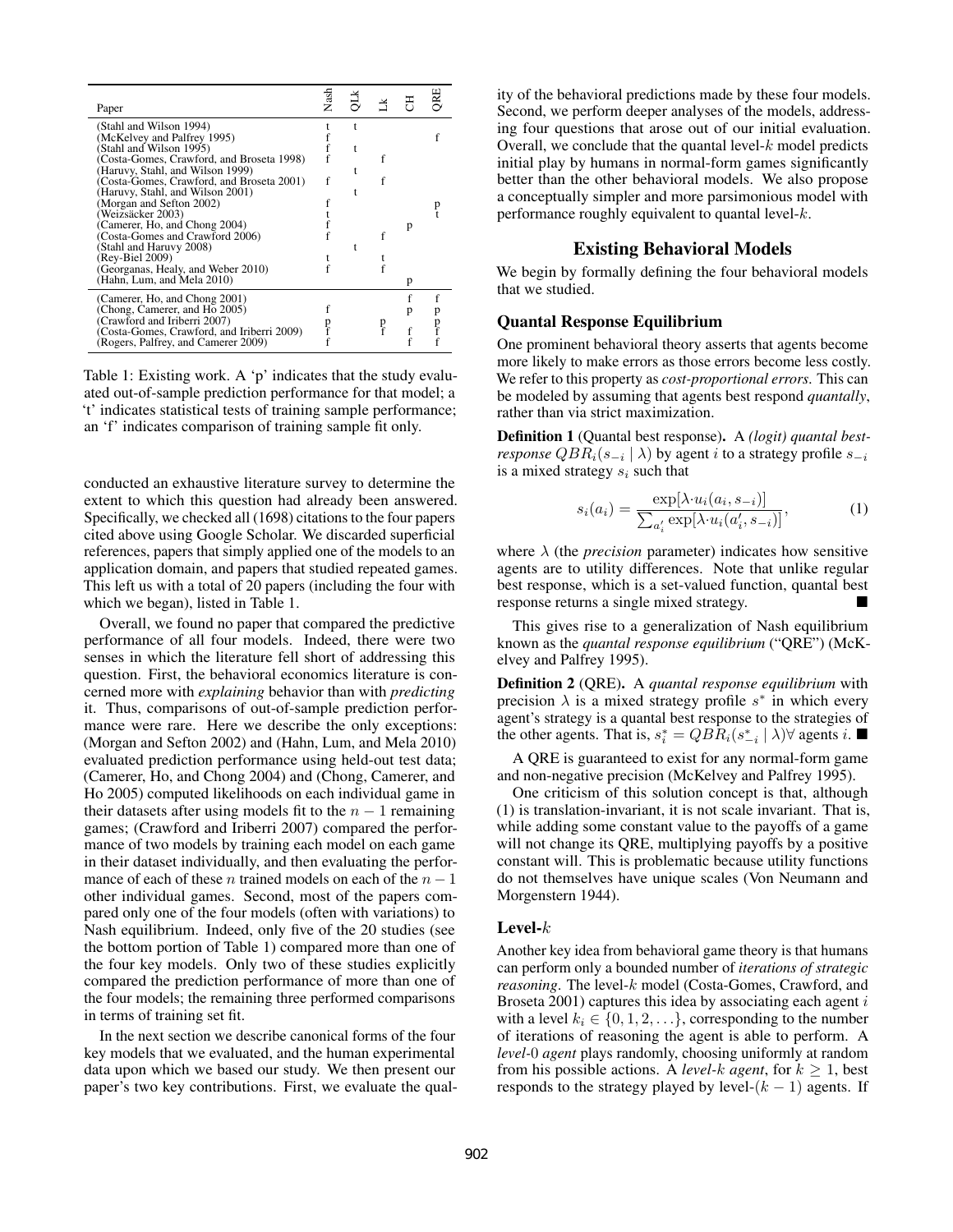| Paper | Nash | QLk | Lk | CH | QRE |
|---|---|---|---|---|---|
| (Stahl and Wilson 1994) | t | t | | | |
| (McKelvey and Palfrey 1995) | f | | | | f |
| (Stahl and Wilson 1995) | f | t | | | |
| (Costa-Gomes, Crawford, and Broseta 1998) | f | | f | | |
| (Haruvy, Stahl, and Wilson 1999) | | t | | | |
| (Costa-Gomes, Crawford, and Broseta 2001) | f | | f | | |
| (Haruvy, Stahl, and Wilson 2001) | | t | | | |
| (Morgan and Sefton 2002) | f | | | | p |
| (Weizsäcker 2003) | t | | | | t |
| (Camerer, Ho, and Chong 2004) | f | | | p | |
| (Costa-Gomes and Crawford 2006) | f | | f | | |
| (Stahl and Haruvy 2008) | | t | | | |
| (Rey-Biel 2009) | t | | t | | |
| (Georganas, Healy, and Weber 2010) | f | | f | | |
| (Hahn, Lum, and Mela 2010) | | | | p | |
| (Camerer, Ho, and Chong 2001) | | | | f | f |
| (Chong, Camerer, and Ho 2005) | f | | | p | p |
| (Crawford and Iriberri 2007) | p | | p | | p |
| (Costa-Gomes, Crawford, and Iriberri 2009) | f | | f | f | f |
| (Rogers, Palfrey, and Camerer 2009) | f | | | f | f |

Table 1: Existing work. A 'p' indicates that the study evaluated out-of-sample prediction performance for that model; a 't' indicates statistical tests of training sample performance; an 'f' indicates comparison of training sample fit only.

conducted an exhaustive literature survey to determine the extent to which this question had already been answered. Specifically, we checked all (1698) citations to the four papers cited above using Google Scholar. We discarded superficial references, papers that simply applied one of the models to an application domain, and papers that studied repeated games. This left us with a total of 20 papers (including the four with which we began), listed in Table 1.

Overall, we found no paper that compared the predictive performance of all four models. Indeed, there were two senses in which the literature fell short of addressing this question. First, the behavioral economics literature is concerned more with *explaining* behavior than with *predicting* it. Thus, comparisons of out-of-sample prediction performance were rare. Here we describe the only exceptions: (Morgan and Sefton 2002) and (Hahn, Lum, and Mela 2010) evaluated prediction performance using held-out test data; (Camerer, Ho, and Chong 2004) and (Chong, Camerer, and Ho 2005) computed likelihoods on each individual game in their datasets after using models fit to the $n-1$ remaining games; (Crawford and Iriberri 2007) compared the performance of two models by training each model on each game in their dataset individually, and then evaluating the performance of each of these $n$ trained models on each of the $n-1$ other individual games. Second, most of the papers compared only one of the four models (often with variations) to Nash equilibrium. Indeed, only five of the 20 studies (see the bottom portion of Table 1) compared more than one of the four key models. Only two of these studies explicitly compared the prediction performance of more than one of the four models; the remaining three performed comparisons in terms of training set fit.

In the next section we describe canonical forms of the four key models that we evaluated, and the human experimental data upon which we based our study. We then present our paper's two key contributions. First, we evaluate the quality of the behavioral predictions made by these four models. Second, we perform deeper analyses of the models, addressing four questions that arose out of our initial evaluation. Overall, we conclude that the quantal level-$k$ model predicts initial play by humans in normal-form games significantly better than the other behavioral models. We also propose a conceptually simpler and more parsimonious model with performance roughly equivalent to quantal level-$k$.

## Existing Behavioral Models

We begin by formally defining the four behavioral models that we studied.

### Quantal Response Equilibrium

One prominent behavioral theory asserts that agents become more likely to make errors as those errors become less costly. We refer to this property as *cost-proportional errors*. This can be modeled by assuming that agents best respond *quantally*, rather than via strict maximization.

**Definition 1** (Quantal best response). A *(logit) quantal best-response* $QBR_i(s_{-i} \mid \lambda)$ by agent $i$ to a strategy profile $s_{-i}$ is a mixed strategy $s_i$ such that

$$s_i(a_i) = \frac{\exp[\lambda \cdot u_i(a_i, s_{-i})]}{\sum_{a'_i} \exp[\lambda \cdot u_i(a'_i, s_{-i})]}, \quad (1)$$

where $\lambda$ (the *precision* parameter) indicates how sensitive agents are to utility differences. Note that unlike regular best response, which is a set-valued function, quantal best response returns a single mixed strategy. ■

This gives rise to a generalization of Nash equilibrium known as the *quantal response equilibrium* ("QRE") (McKelvey and Palfrey 1995).

**Definition 2** (QRE). A *quantal response equilibrium* with precision $\lambda$ is a mixed strategy profile $s^*$ in which every agent's strategy is a quantal best response to the strategies of the other agents. That is, $s^*_i = QBR_i(s^*_{-i} \mid \lambda) \forall$ agents $i$. ■

A QRE is guaranteed to exist for any normal-form game and non-negative precision (McKelvey and Palfrey 1995).

One criticism of this solution concept is that, although (1) is translation-invariant, it is not scale invariant. That is, while adding some constant value to the payoffs of a game will not change its QRE, multiplying payoffs by a positive constant will. This is problematic because utility functions do not themselves have unique scales (Von Neumann and Morgenstern 1944).

### Level-$k$

Another key idea from behavioral game theory is that humans can perform only a bounded number of *iterations of strategic reasoning*. The level-$k$ model (Costa-Gomes, Crawford, and Broseta 2001) captures this idea by associating each agent $i$ with a level $k_i \in \{0, 1, 2, \ldots\}$, corresponding to the number of iterations of reasoning the agent is able to perform. A *level-0 agent* plays randomly, choosing uniformly at random from his possible actions. A *level-$k$ agent*, for $k \geq 1$, best responds to the strategy played by level-$(k-1)$ agents. If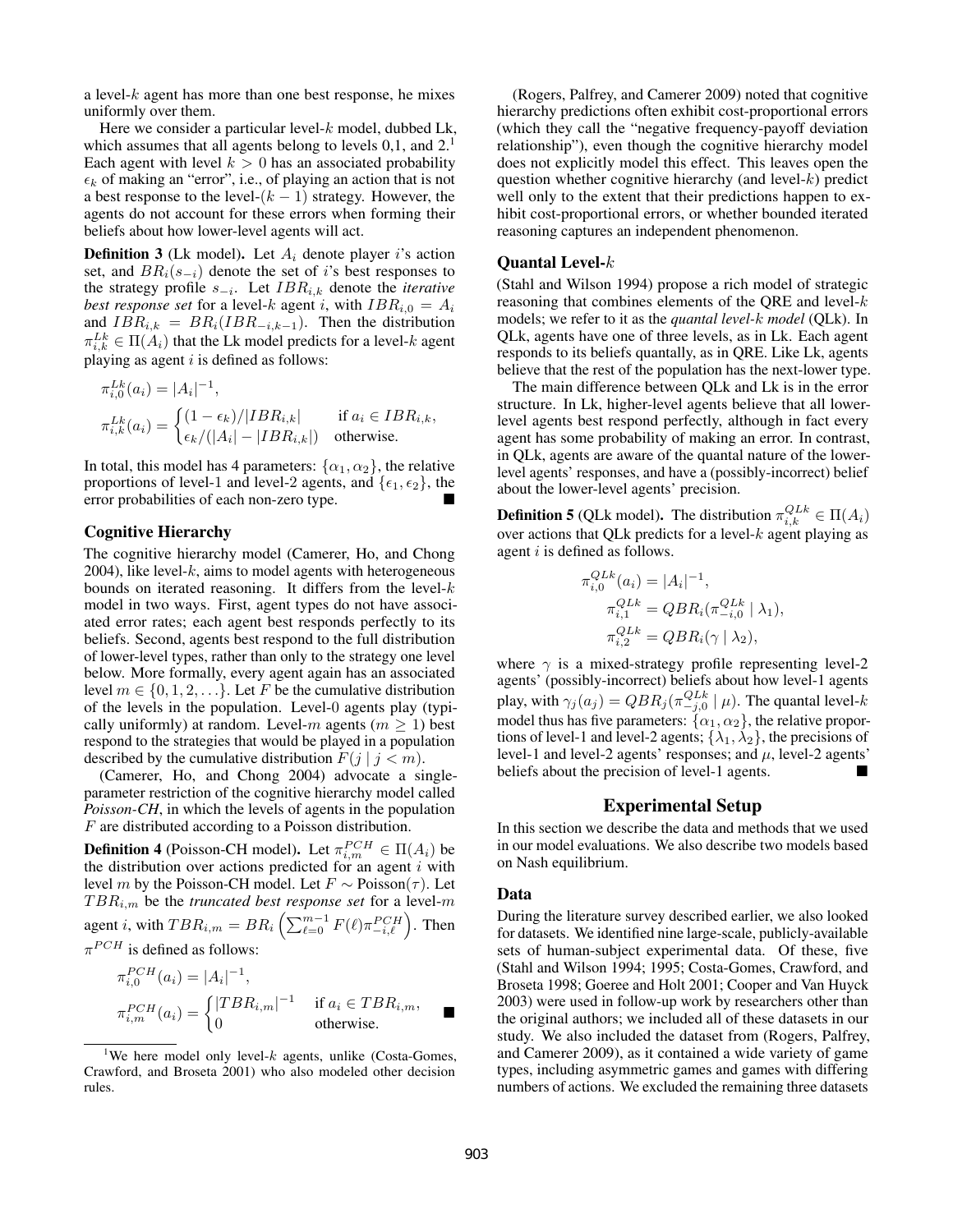a level-$k$ agent has more than one best response, he mixes uniformly over them.

Here we consider a particular level-$k$ model, dubbed Lk, which assumes that all agents belong to levels 0,1, and 2.[1] Each agent with level $k > 0$ has an associated probability $\epsilon_k$ of making an "error", i.e., of playing an action that is not a best response to the level-$(k-1)$ strategy. However, the agents do not account for these errors when forming their beliefs about how lower-level agents will act.

**Definition 3** (Lk model)**.** Let $A_i$ denote player $i$'s action set, and $BR_i(s_{-i})$ denote the set of $i$'s best responses to the strategy profile $s_{-i}$. Let $IBR_{i,k}$ denote the *iterative best response set* for a level-$k$ agent $i$, with $IBR_{i,0} = A_i$ and $IBR_{i,k} = BR_i(IBR_{-i,k-1})$. Then the distribution $\pi^{Lk}_{i,k} \in \Pi(A_i)$ that the Lk model predicts for a level-$k$ agent playing as agent $i$ is defined as follows:

$$\pi^{Lk}_{i,0}(a_i) = |A_i|^{-1},$$

$$\pi^{Lk}_{i,k}(a_i) = \begin{cases} (1-\epsilon_k)/|IBR_{i,k}| & \text{if } a_i \in IBR_{i,k}, \\ \epsilon_k/(|A_i| - |IBR_{i,k}|) & \text{otherwise.} \end{cases}$$

In total, this model has 4 parameters: $\{\alpha_1, \alpha_2\}$, the relative proportions of level-1 and level-2 agents, and $\{\epsilon_1, \epsilon_2\}$, the error probabilities of each non-zero type. ■

### Cognitive Hierarchy

The cognitive hierarchy model (Camerer, Ho, and Chong 2004), like level-$k$, aims to model agents with heterogeneous bounds on iterated reasoning. It differs from the level-$k$ model in two ways. First, agent types do not have associated error rates; each agent best responds perfectly to its beliefs. Second, agents best respond to the full distribution of lower-level types, rather than only to the strategy one level below. More formally, every agent again has an associated level $m \in \{0, 1, 2, \ldots\}$. Let $F$ be the cumulative distribution of the levels in the population. Level-0 agents play (typically uniformly) at random. Level-$m$ agents ($m \geq 1$) best respond to the strategies that would be played in a population described by the cumulative distribution $F(j \mid j < m)$.

(Camerer, Ho, and Chong 2004) advocate a single-parameter restriction of the cognitive hierarchy model called *Poisson-CH*, in which the levels of agents in the population $F$ are distributed according to a Poisson distribution.

**Definition 4** (Poisson-CH model)**.** Let $\pi^{PCH}_{i,m} \in \Pi(A_i)$ be the distribution over actions predicted for an agent $i$ with level $m$ by the Poisson-CH model. Let $F \sim \text{Poisson}(\tau)$. Let $TBR_{i,m}$ be the *truncated best response set* for a level-$m$ agent $i$, with $TBR_{i,m} = BR_i\left(\sum_{\ell=0}^{m-1} F(\ell)\pi^{PCH}_{-i,\ell}\right)$. Then $\pi^{PCH}$ is defined as follows:

$$\pi^{PCH}_{i,0}(a_i) = |A_i|^{-1},$$

$$\pi^{PCH}_{i,m}(a_i) = \begin{cases} |TBR_{i,m}|^{-1} & \text{if } a_i \in TBR_{i,m}, \\ 0 & \text{otherwise.} \end{cases}$$ ■

(Rogers, Palfrey, and Camerer 2009) noted that cognitive hierarchy predictions often exhibit cost-proportional errors (which they call the "negative frequency-payoff deviation relationship"), even though the cognitive hierarchy model does not explicitly model this effect. This leaves open the question whether cognitive hierarchy (and level-$k$) predict well only to the extent that their predictions happen to exhibit cost-proportional errors, or whether bounded iterated reasoning captures an independent phenomenon.

### Quantal Level-$k$

(Stahl and Wilson 1994) propose a rich model of strategic reasoning that combines elements of the QRE and level-$k$ models; we refer to it as the *quantal level-k model* (QLk). In QLk, agents have one of three levels, as in Lk. Each agent responds to its beliefs quantally, as in QRE. Like Lk, agents believe that the rest of the population has the next-lower type.

The main difference between QLk and Lk is in the error structure. In Lk, higher-level agents believe that all lower-level agents best respond perfectly, although in fact every agent has some probability of making an error. In contrast, in QLk, agents are aware of the quantal nature of the lower-level agents' responses, and have a (possibly-incorrect) belief about the lower-level agents' precision.

**Definition 5** (QLk model)**.** The distribution $\pi^{QLk}_{i,k} \in \Pi(A_i)$ over actions that QLk predicts for a level-$k$ agent playing as agent $i$ is defined as follows.

$$\pi^{QLk}_{i,0}(a_i) = |A_i|^{-1},$$

$$\pi^{QLk}_{i,1} = QBR_i(\pi^{QLk}_{-i,0} \mid \lambda_1),$$

$$\pi^{QLk}_{i,2} = QBR_i(\gamma \mid \lambda_2),$$

where $\gamma$ is a mixed-strategy profile representing level-2 agents' (possibly-incorrect) beliefs about how level-1 agents play, with $\gamma_j(a_j) = QBR_j(\pi^{QLk}_{-j,0} \mid \mu)$. The quantal level-$k$ model thus has five parameters: $\{\alpha_1, \alpha_2\}$, the relative proportions of level-1 and level-2 agents; $\{\lambda_1, \lambda_2\}$, the precisions of level-1 and level-2 agents' responses; and $\mu$, level-2 agents' beliefs about the precision of level-1 agents. ■

## Experimental Setup

In this section we describe the data and methods that we used in our model evaluations. We also describe two models based on Nash equilibrium.

### Data

During the literature survey described earlier, we also looked for datasets. We identified nine large-scale, publicly-available sets of human-subject experimental data. Of these, five (Stahl and Wilson 1994; 1995; Costa-Gomes, Crawford, and Broseta 1998; Goeree and Holt 2001; Cooper and Van Huyck 2003) were used in follow-up work by researchers other than the original authors; we included all of these datasets in our study. We also included the dataset from (Rogers, Palfrey, and Camerer 2009), as it contained a wide variety of game types, including asymmetric games and games with differing numbers of actions. We excluded the remaining three datasets

[1] We here model only level-$k$ agents, unlike (Costa-Gomes, Crawford, and Broseta 2001) who also modeled other decision rules.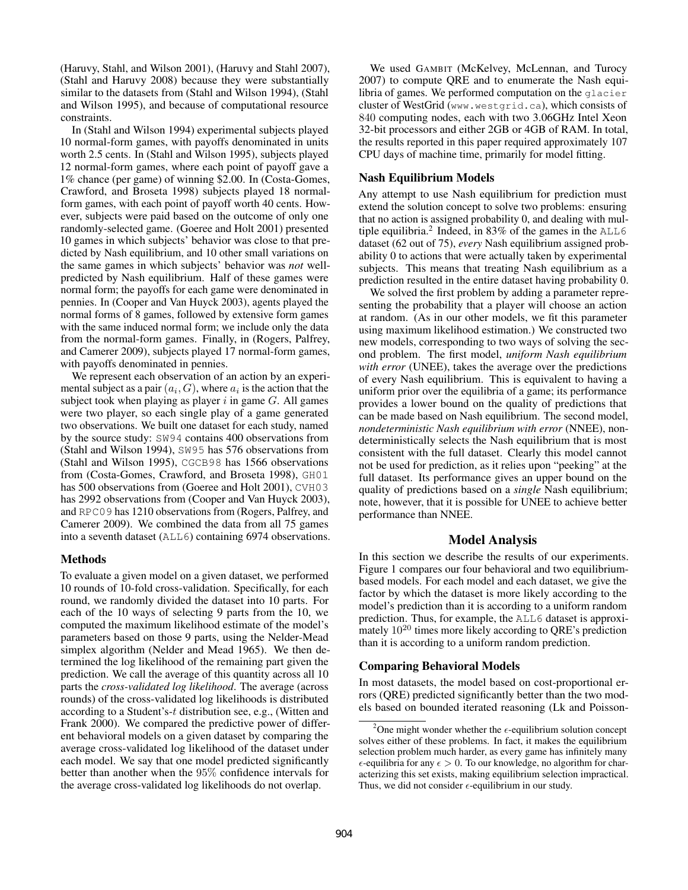(Haruvy, Stahl, and Wilson 2001), (Haruvy and Stahl 2007), (Stahl and Haruvy 2008) because they were substantially similar to the datasets from (Stahl and Wilson 1994), (Stahl and Wilson 1995), and because of computational resource constraints.

In (Stahl and Wilson 1994) experimental subjects played 10 normal-form games, with payoffs denominated in units worth 2.5 cents. In (Stahl and Wilson 1995), subjects played 12 normal-form games, where each point of payoff gave a 1% chance (per game) of winning \$2.00. In (Costa-Gomes, Crawford, and Broseta 1998) subjects played 18 normal-form games, with each point of payoff worth 40 cents. However, subjects were paid based on the outcome of only one randomly-selected game. (Goeree and Holt 2001) presented 10 games in which subjects' behavior was close to that predicted by Nash equilibrium, and 10 other small variations on the same games in which subjects' behavior was *not* well-predicted by Nash equilibrium. Half of these games were normal form; the payoffs for each game were denominated in pennies. In (Cooper and Van Huyck 2003), agents played the normal forms of 8 games, followed by extensive form games with the same induced normal form; we include only the data from the normal-form games. Finally, in (Rogers, Palfrey, and Camerer 2009), subjects played 17 normal-form games, with payoffs denominated in pennies.

We represent each observation of an action by an experimental subject as a pair $(a_i, G)$, where $a_i$ is the action that the subject took when playing as player $i$ in game $G$. All games were two player, so each single play of a game generated two observations. We built one dataset for each study, named by the source study: `SW94` contains 400 observations from (Stahl and Wilson 1994), `SW95` has 576 observations from (Stahl and Wilson 1995), `CGCB98` has 1566 observations from (Costa-Gomes, Crawford, and Broseta 1998), `GH01` has 500 observations from (Goeree and Holt 2001), `CVH03` has 2992 observations from (Cooper and Van Huyck 2003), and `RPC09` has 1210 observations from (Rogers, Palfrey, and Camerer 2009). We combined the data from all 75 games into a seventh dataset (`ALL6`) containing 6974 observations.

### Methods

To evaluate a given model on a given dataset, we performed 10 rounds of 10-fold cross-validation. Specifically, for each round, we randomly divided the dataset into 10 parts. For each of the 10 ways of selecting 9 parts from the 10, we computed the maximum likelihood estimate of the model's parameters based on those 9 parts, using the Nelder-Mead simplex algorithm (Nelder and Mead 1965). We then determined the log likelihood of the remaining part given the prediction. We call the average of this quantity across all 10 parts the *cross-validated log likelihood*. The average (across rounds) of the cross-validated log likelihoods is distributed according to a Student's-$t$ distribution see, e.g., (Witten and Frank 2000). We compared the predictive power of different behavioral models on a given dataset by comparing the average cross-validated log likelihood of the dataset under each model. We say that one model predicted significantly better than another when the 95% confidence intervals for the average cross-validated log likelihoods do not overlap.

We used GAMBIT (McKelvey, McLennan, and Turocy 2007) to compute QRE and to enumerate the Nash equilibria of games. We performed computation on the `glacier` cluster of WestGrid (`www.westgrid.ca`), which consists of 840 computing nodes, each with two 3.06GHz Intel Xeon 32-bit processors and either 2GB or 4GB of RAM. In total, the results reported in this paper required approximately 107 CPU days of machine time, primarily for model fitting.

### Nash Equilibrium Models

Any attempt to use Nash equilibrium for prediction must extend the solution concept to solve two problems: ensuring that no action is assigned probability 0, and dealing with multiple equilibria.[2] Indeed, in 83% of the games in the `ALL6` dataset (62 out of 75), *every* Nash equilibrium assigned probability 0 to actions that were actually taken by experimental subjects. This means that treating Nash equilibrium as a prediction resulted in the entire dataset having probability 0.

We solved the first problem by adding a parameter representing the probability that a player will choose an action at random. (As in our other models, we fit this parameter using maximum likelihood estimation.) We constructed two new models, corresponding to two ways of solving the second problem. The first model, *uniform Nash equilibrium with error* (UNEE), takes the average over the predictions of every Nash equilibrium. This is equivalent to having a uniform prior over the equilibria of a game; its performance provides a lower bound on the quality of predictions that can be made based on Nash equilibrium. The second model, *nondeterministic Nash equilibrium with error* (NNEE), nondeterministically selects the Nash equilibrium that is most consistent with the full dataset. Clearly this model cannot not be used for prediction, as it relies upon "peeking" at the full dataset. Its performance gives an upper bound on the quality of predictions based on a *single* Nash equilibrium; note, however, that it is possible for UNEE to achieve better performance than NNEE.

## Model Analysis

In this section we describe the results of our experiments. Figure 1 compares our four behavioral and two equilibrium-based models. For each model and each dataset, we give the factor by which the dataset is more likely according to the model's prediction than it is according to a uniform random prediction. Thus, for example, the `ALL6` dataset is approximately $10^{20}$ times more likely according to QRE's prediction than it is according to a uniform random prediction.

### Comparing Behavioral Models

In most datasets, the model based on cost-proportional errors (QRE) predicted significantly better than the two models based on bounded iterated reasoning (Lk and Poisson-

[2] One might wonder whether the $\epsilon$-equilibrium solution concept solves either of these problems. In fact, it makes the equilibrium selection problem much harder, as every game has infinitely many $\epsilon$-equilibria for any $\epsilon > 0$. To our knowledge, no algorithm for characterizing this set exists, making equilibrium selection impractical. Thus, we did not consider $\epsilon$-equilibrium in our study.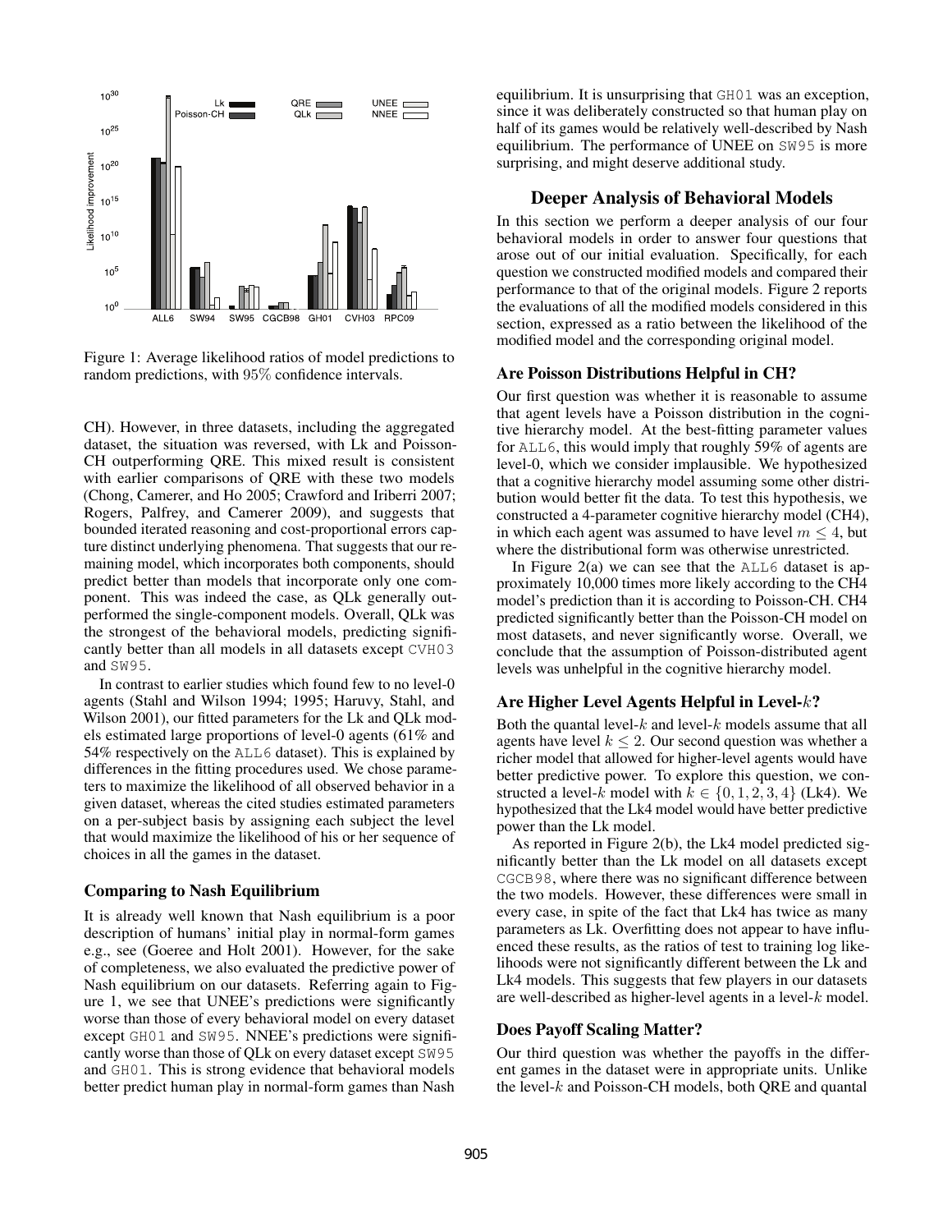Figure 1: Average likelihood ratios of model predictions to random predictions, with 95% confidence intervals.

CH). However, in three datasets, including the aggregated dataset, the situation was reversed, with Lk and Poisson-CH outperforming QRE. This mixed result is consistent with earlier comparisons of QRE with these two models (Chong, Camerer, and Ho 2005; Crawford and Iriberri 2007; Rogers, Palfrey, and Camerer 2009), and suggests that bounded iterated reasoning and cost-proportional errors capture distinct underlying phenomena. That suggests that our remaining model, which incorporates both components, should predict better than models that incorporate only one component. This was indeed the case, as QLk generally outperformed the single-component models. Overall, QLk was the strongest of the behavioral models, predicting significantly better than all models in all datasets except CVH03 and SW95.

In contrast to earlier studies which found few to no level-0 agents (Stahl and Wilson 1994; 1995; Haruvy, Stahl, and Wilson 2001), our fitted parameters for the Lk and QLk models estimated large proportions of level-0 agents (61% and 54% respectively on the ALL6 dataset). This is explained by differences in the fitting procedures used. We chose parameters to maximize the likelihood of all observed behavior in a given dataset, whereas the cited studies estimated parameters on a per-subject basis by assigning each subject the level that would maximize the likelihood of his or her sequence of choices in all the games in the dataset.

### Comparing to Nash Equilibrium

It is already well known that Nash equilibrium is a poor description of humans' initial play in normal-form games e.g., see (Goeree and Holt 2001). However, for the sake of completeness, we also evaluated the predictive power of Nash equilibrium on our datasets. Referring again to Figure 1, we see that UNEE's predictions were significantly worse than those of every behavioral model on every dataset except GH01 and SW95. NNEE's predictions were significantly worse than those of QLk on every dataset except SW95 and GH01. This is strong evidence that behavioral models better predict human play in normal-form games than Nash equilibrium. It is unsurprising that GH01 was an exception, since it was deliberately constructed so that human play on half of its games would be relatively well-described by Nash equilibrium. The performance of UNEE on SW95 is more surprising, and might deserve additional study.

## Deeper Analysis of Behavioral Models

In this section we perform a deeper analysis of our four behavioral models in order to answer four questions that arose out of our initial evaluation. Specifically, for each question we constructed modified models and compared their performance to that of the original models. Figure 2 reports the evaluations of all the modified models considered in this section, expressed as a ratio between the likelihood of the modified model and the corresponding original model.

### Are Poisson Distributions Helpful in CH?

Our first question was whether it is reasonable to assume that agent levels have a Poisson distribution in the cognitive hierarchy model. At the best-fitting parameter values for ALL6, this would imply that roughly 59% of agents are level-0, which we consider implausible. We hypothesized that a cognitive hierarchy model assuming some other distribution would better fit the data. To test this hypothesis, we constructed a 4-parameter cognitive hierarchy model (CH4), in which each agent was assumed to have level $m \leq 4$, but where the distributional form was otherwise unrestricted.

In Figure 2(a) we can see that the ALL6 dataset is approximately 10,000 times more likely according to the CH4 model's prediction than it is according to Poisson-CH. CH4 predicted significantly better than the Poisson-CH model on most datasets, and never significantly worse. Overall, we conclude that the assumption of Poisson-distributed agent levels was unhelpful in the cognitive hierarchy model.

### Are Higher Level Agents Helpful in Level-$k$?

Both the quantal level-$k$ and level-$k$ models assume that all agents have level $k \leq 2$. Our second question was whether a richer model that allowed for higher-level agents would have better predictive power. To explore this question, we constructed a level-$k$ model with $k \in \{0, 1, 2, 3, 4\}$ (Lk4). We hypothesized that the Lk4 model would have better predictive power than the Lk model.

As reported in Figure 2(b), the Lk4 model predicted significantly better than the Lk model on all datasets except CGCB98, where there was no significant difference between the two models. However, these differences were small in every case, in spite of the fact that Lk4 has twice as many parameters as Lk. Overfitting does not appear to have influenced these results, as the ratios of test to training log likelihoods were not significantly different between the Lk and Lk4 models. This suggests that few players in our datasets are well-described as higher-level agents in a level-$k$ model.

### Does Payoff Scaling Matter?

Our third question was whether the payoffs in the different games in the dataset were in appropriate units. Unlike the level-$k$ and Poisson-CH models, both QRE and quantal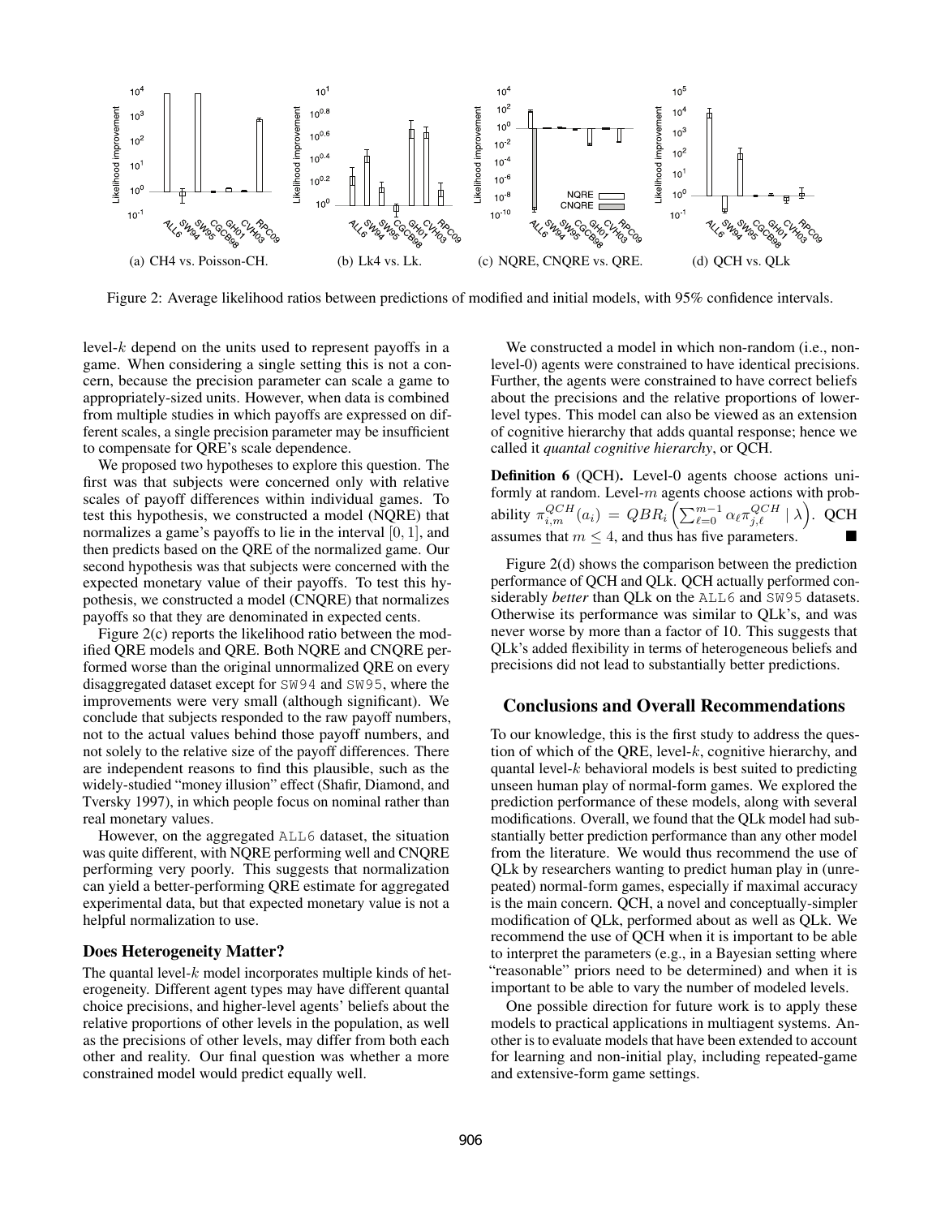(a) CH4 vs. Poisson-CH. (b) Lk4 vs. Lk. (c) NQRE, CNQRE vs. QRE. (d) QCH vs. QLk

Figure 2: Average likelihood ratios between predictions of modified and initial models, with 95% confidence intervals.

level-$k$ depend on the units used to represent payoffs in a game. When considering a single setting this is not a concern, because the precision parameter can scale a game to appropriately-sized units. However, when data is combined from multiple studies in which payoffs are expressed on different scales, a single precision parameter may be insufficient to compensate for QRE's scale dependence.

We proposed two hypotheses to explore this question. The first was that subjects were concerned only with relative scales of payoff differences within individual games. To test this hypothesis, we constructed a model (NQRE) that normalizes a game's payoffs to lie in the interval $[0, 1]$, and then predicts based on the QRE of the normalized game. Our second hypothesis was that subjects were concerned with the expected monetary value of their payoffs. To test this hypothesis, we constructed a model (CNQRE) that normalizes payoffs so that they are denominated in expected cents.

Figure 2(c) reports the likelihood ratio between the modified QRE models and QRE. Both NQRE and CNQRE performed worse than the original unnormalized QRE on every disaggregated dataset except for SW94 and SW95, where the improvements were very small (although significant). We conclude that subjects responded to the raw payoff numbers, not to the actual values behind those payoff numbers, and not solely to the relative size of the payoff differences. There are independent reasons to find this plausible, such as the widely-studied "money illusion" effect (Shafir, Diamond, and Tversky 1997), in which people focus on nominal rather than real monetary values.

However, on the aggregated ALL6 dataset, the situation was quite different, with NQRE performing well and CNQRE performing very poorly. This suggests that normalization can yield a better-performing QRE estimate for aggregated experimental data, but that expected monetary value is not a helpful normalization to use.

### Does Heterogeneity Matter?

The quantal level-$k$ model incorporates multiple kinds of heterogeneity. Different agent types may have different quantal choice precisions, and higher-level agents' beliefs about the relative proportions of other levels in the population, as well as the precisions of other levels, may differ from both each other and reality. Our final question was whether a more constrained model would predict equally well.

We constructed a model in which non-random (i.e., non-level-0) agents were constrained to have identical precisions. Further, the agents were constrained to have correct beliefs about the precisions and the relative proportions of lower-level types. This model can also be viewed as an extension of cognitive hierarchy that adds quantal response; hence we called it *quantal cognitive hierarchy*, or QCH.

**Definition 6** (QCH)**.** Level-0 agents choose actions uniformly at random. Level-$m$ agents choose actions with probability $\pi^{QCH}_{i,m}(a_i) = QBR_i\left(\sum_{\ell=0}^{m-1} \alpha_\ell \pi^{QCH}_{j,\ell} \mid \lambda\right)$. QCH assumes that $m \leq 4$, and thus has five parameters. ■

Figure 2(d) shows the comparison between the prediction performance of QCH and QLk. QCH actually performed considerably *better* than QLk on the ALL6 and SW95 datasets. Otherwise its performance was similar to QLk's, and was never worse by more than a factor of 10. This suggests that QLk's added flexibility in terms of heterogeneous beliefs and precisions did not lead to substantially better predictions.

## Conclusions and Overall Recommendations

To our knowledge, this is the first study to address the question of which of the QRE, level-$k$, cognitive hierarchy, and quantal level-$k$ behavioral models is best suited to predicting unseen human play of normal-form games. We explored the prediction performance of these models, along with several modifications. Overall, we found that the QLk model had substantially better prediction performance than any other model from the literature. We would thus recommend the use of QLk by researchers wanting to predict human play in (unrepeated) normal-form games, especially if maximal accuracy is the main concern. QCH, a novel and conceptually-simpler modification of QLk, performed about as well as QLk. We recommend the use of QCH when it is important to be able to interpret the parameters (e.g., in a Bayesian setting where "reasonable" priors need to be determined) and when it is important to be able to vary the number of modeled levels.

One possible direction for future work is to apply these models to practical applications in multiagent systems. Another is to evaluate models that have been extended to account for learning and non-initial play, including repeated-game and extensive-form game settings.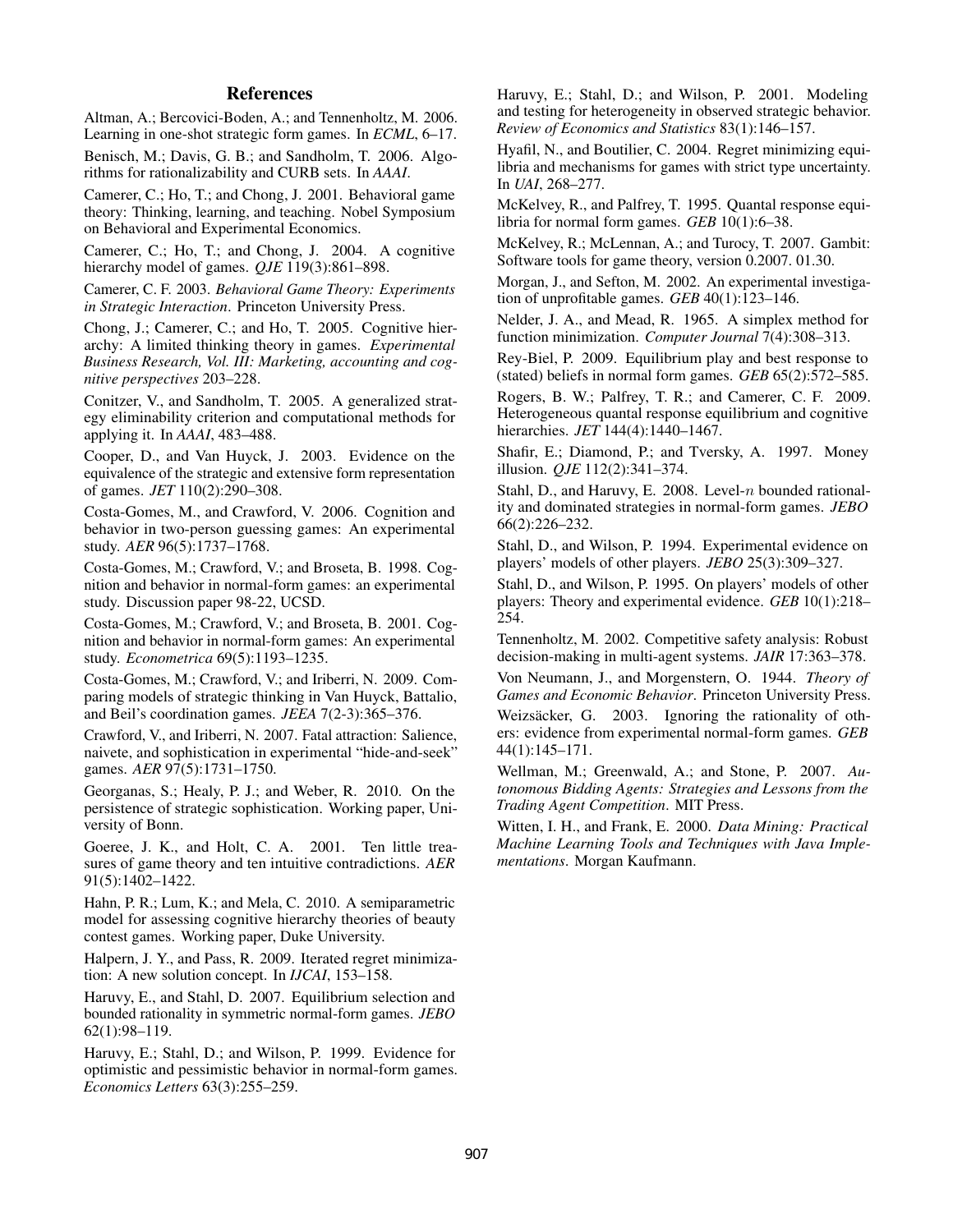## References

Altman, A.; Bercovici-Boden, A.; and Tennenholtz, M. 2006. Learning in one-shot strategic form games. In *ECML*, 6–17.

Benisch, M.; Davis, G. B.; and Sandholm, T. 2006. Algorithms for rationalizability and CURB sets. In *AAAI*.

Camerer, C.; Ho, T.; and Chong, J. 2001. Behavioral game theory: Thinking, learning, and teaching. Nobel Symposium on Behavioral and Experimental Economics.

Camerer, C.; Ho, T.; and Chong, J. 2004. A cognitive hierarchy model of games. *QJE* 119(3):861–898.

Camerer, C. F. 2003. *Behavioral Game Theory: Experiments in Strategic Interaction*. Princeton University Press.

Chong, J.; Camerer, C.; and Ho, T. 2005. Cognitive hierarchy: A limited thinking theory in games. *Experimental Business Research, Vol. III: Marketing, accounting and cognitive perspectives* 203–228.

Conitzer, V., and Sandholm, T. 2005. A generalized strategy eliminability criterion and computational methods for applying it. In *AAAI*, 483–488.

Cooper, D., and Van Huyck, J. 2003. Evidence on the equivalence of the strategic and extensive form representation of games. *JET* 110(2):290–308.

Costa-Gomes, M., and Crawford, V. 2006. Cognition and behavior in two-person guessing games: An experimental study. *AER* 96(5):1737–1768.

Costa-Gomes, M.; Crawford, V.; and Broseta, B. 1998. Cognition and behavior in normal-form games: an experimental study. Discussion paper 98-22, UCSD.

Costa-Gomes, M.; Crawford, V.; and Broseta, B. 2001. Cognition and behavior in normal-form games: An experimental study. *Econometrica* 69(5):1193–1235.

Costa-Gomes, M.; Crawford, V.; and Iriberri, N. 2009. Comparing models of strategic thinking in Van Huyck, Battalio, and Beil's coordination games. *JEEA* 7(2-3):365–376.

Crawford, V., and Iriberri, N. 2007. Fatal attraction: Salience, naivete, and sophistication in experimental "hide-and-seek" games. *AER* 97(5):1731–1750.

Georganas, S.; Healy, P. J.; and Weber, R. 2010. On the persistence of strategic sophistication. Working paper, University of Bonn.

Goeree, J. K., and Holt, C. A. 2001. Ten little treasures of game theory and ten intuitive contradictions. *AER* 91(5):1402–1422.

Hahn, P. R.; Lum, K.; and Mela, C. 2010. A semiparametric model for assessing cognitive hierarchy theories of beauty contest games. Working paper, Duke University.

Halpern, J. Y., and Pass, R. 2009. Iterated regret minimization: A new solution concept. In *IJCAI*, 153–158.

Haruvy, E., and Stahl, D. 2007. Equilibrium selection and bounded rationality in symmetric normal-form games. *JEBO* 62(1):98–119.

Haruvy, E.; Stahl, D.; and Wilson, P. 1999. Evidence for optimistic and pessimistic behavior in normal-form games. *Economics Letters* 63(3):255–259.

Haruvy, E.; Stahl, D.; and Wilson, P. 2001. Modeling and testing for heterogeneity in observed strategic behavior. *Review of Economics and Statistics* 83(1):146–157.

Hyafil, N., and Boutilier, C. 2004. Regret minimizing equilibria and mechanisms for games with strict type uncertainty. In *UAI*, 268–277.

McKelvey, R., and Palfrey, T. 1995. Quantal response equilibria for normal form games. *GEB* 10(1):6–38.

McKelvey, R.; McLennan, A.; and Turocy, T. 2007. Gambit: Software tools for game theory, version 0.2007. 01.30.

Morgan, J., and Sefton, M. 2002. An experimental investigation of unprofitable games. *GEB* 40(1):123–146.

Nelder, J. A., and Mead, R. 1965. A simplex method for function minimization. *Computer Journal* 7(4):308–313.

Rey-Biel, P. 2009. Equilibrium play and best response to (stated) beliefs in normal form games. *GEB* 65(2):572–585.

Rogers, B. W.; Palfrey, T. R.; and Camerer, C. F. 2009. Heterogeneous quantal response equilibrium and cognitive hierarchies. *JET* 144(4):1440–1467.

Shafir, E.; Diamond, P.; and Tversky, A. 1997. Money illusion. *QJE* 112(2):341–374.

Stahl, D., and Haruvy, E. 2008. Level-$n$ bounded rationality and dominated strategies in normal-form games. *JEBO* 66(2):226–232.

Stahl, D., and Wilson, P. 1994. Experimental evidence on players' models of other players. *JEBO* 25(3):309–327.

Stahl, D., and Wilson, P. 1995. On players' models of other players: Theory and experimental evidence. *GEB* 10(1):218–254.

Tennenholtz, M. 2002. Competitive safety analysis: Robust decision-making in multi-agent systems. *JAIR* 17:363–378.

Von Neumann, J., and Morgenstern, O. 1944. *Theory of Games and Economic Behavior*. Princeton University Press.

Weizsäcker, G. 2003. Ignoring the rationality of others: evidence from experimental normal-form games. *GEB* 44(1):145–171.

Wellman, M.; Greenwald, A.; and Stone, P. 2007. *Autonomous Bidding Agents: Strategies and Lessons from the Trading Agent Competition*. MIT Press.

Witten, I. H., and Frank, E. 2000. *Data Mining: Practical Machine Learning Tools and Techniques with Java Implementations*. Morgan Kaufmann.